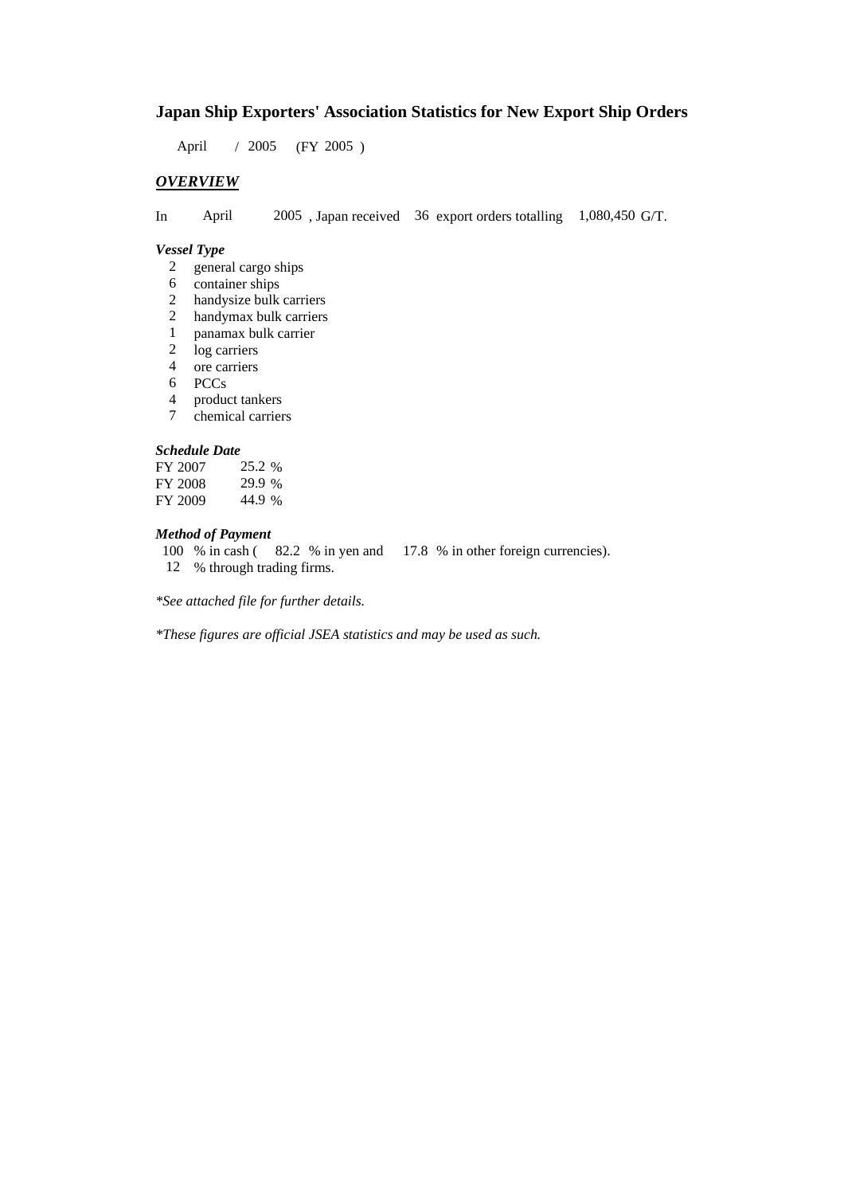# Japan Ship Exporters' Association Statistics for New Export Ship Orders

April / 2005 (FY 2005 )

## *OVERVIEW*

In April 2005 , Japan received 36 export orders totalling 1,080,450 G/T.

### *Vessel Type*

- 2 general cargo ships
- 6 container ships
- 2 handysize bulk carriers
- 2 handymax bulk carriers
- 1 panamax bulk carrier
- 2 log carriers
- 4 ore carriers
- 6 PCCs
- 4 product tankers
- 7 chemical carriers

### *Schedule Date*

| | |
|---|---|
| FY 2007 | 25.2 % |
| FY 2008 | 29.9 % |
| FY 2009 | 44.9 % |

### *Method of Payment*

100 % in cash ( 82.2 % in yen and 17.8 % in other foreign currencies).
12 % through trading firms.

*\*See attached file for further details.*

*\*These figures are official JSEA statistics and may be used as such.*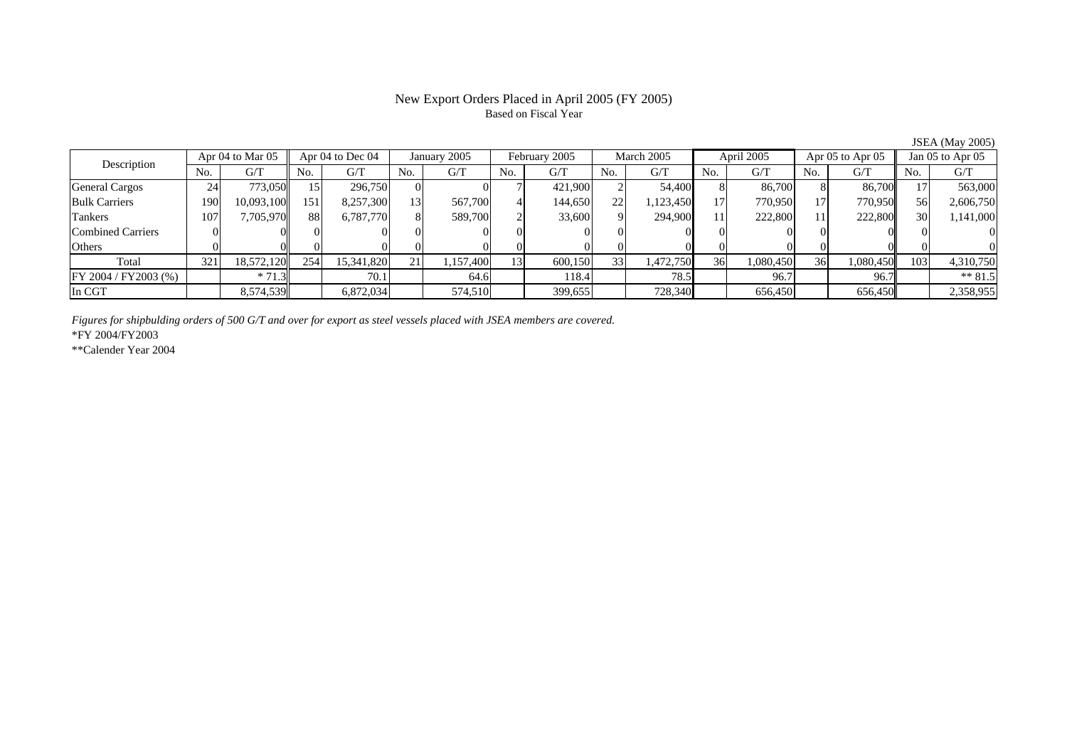# New Export Orders Placed in April 2005 (FY 2005)

Based on Fiscal Year

JSEA (May 2005)

| Description | Apr 04 to Mar 05 | | Apr 04 to Dec 04 | | January 2005 | | February 2005 | | March 2005 | | April 2005 | | Apr 05 to Apr 05 | | Jan 05 to Apr 05 | |
|---|---|---|---|---|---|---|---|---|---|---|---|---|---|---|---|---|
| | No. | G/T | No. | G/T | No. | G/T | No. | G/T | No. | G/T | No. | G/T | No. | G/T | No. | G/T |
| General Cargos | 24 | 773,050 | 15 | 296,750 | 0 | 0 | 7 | 421,900 | 2 | 54,400 | 8 | 86,700 | 8 | 86,700 | 17 | 563,000 |
| Bulk Carriers | 190 | 10,093,100 | 151 | 8,257,300 | 13 | 567,700 | 4 | 144,650 | 22 | 1,123,450 | 17 | 770,950 | 17 | 770,950 | 56 | 2,606,750 |
| Tankers | 107 | 7,705,970 | 88 | 6,787,770 | 8 | 589,700 | 2 | 33,600 | 9 | 294,900 | 11 | 222,800 | 11 | 222,800 | 30 | 1,141,000 |
| Combined Carriers | 0 | 0 | 0 | 0 | 0 | 0 | 0 | 0 | 0 | 0 | 0 | 0 | 0 | 0 | 0 | 0 |
| Others | 0 | 0 | 0 | 0 | 0 | 0 | 0 | 0 | 0 | 0 | 0 | 0 | 0 | 0 | 0 | 0 |
| Total | 321 | 18,572,120 | 254 | 15,341,820 | 21 | 1,157,400 | 13 | 600,150 | 33 | 1,472,750 | 36 | 1,080,450 | 36 | 1,080,450 | 103 | 4,310,750 |
| FY 2004 / FY2003 (%) | | * 71.3 | | 70.1 | | 64.6 | | 118.4 | | 78.5 | | 96.7 | | 96.7 | | ** 81.5 |
| In CGT | | 8,574,539 | | 6,872,034 | | 574,510 | | 399,655 | | 728,340 | | 656,450 | | 656,450 | | 2,358,955 |

*Figures for shipbulding orders of 500 G/T and over for export as steel vessels placed with JSEA members are covered.*

*FY 2004/FY2003

**Calender Year 2004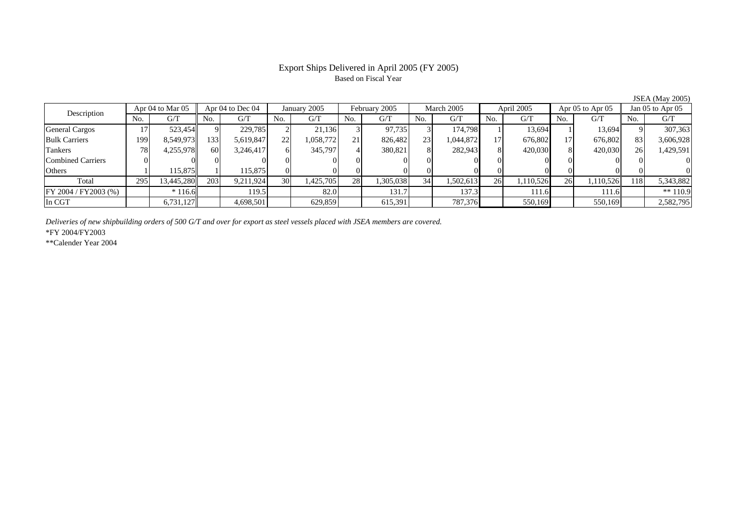# Export Ships Delivered in April 2005 (FY 2005)

Based on Fiscal Year

JSEA (May 2005)

| Description | Apr 04 to Mar 05 | | Apr 04 to Dec 04 | | January 2005 | | February 2005 | | March 2005 | | April 2005 | | Apr 05 to Apr 05 | | Jan 05 to Apr 05 | |
|---|---|---|---|---|---|---|---|---|---|---|---|---|---|---|---|---|
| | No. | G/T | No. | G/T | No. | G/T | No. | G/T | No. | G/T | No. | G/T | No. | G/T | No. | G/T |
| General Cargos | 17 | 523,454 | 9 | 229,785 | 2 | 21,136 | 3 | 97,735 | 3 | 174,798 | 1 | 13,694 | 1 | 13,694 | 9 | 307,363 |
| Bulk Carriers | 199 | 8,549,973 | 133 | 5,619,847 | 22 | 1,058,772 | 21 | 826,482 | 23 | 1,044,872 | 17 | 676,802 | 17 | 676,802 | 83 | 3,606,928 |
| Tankers | 78 | 4,255,978 | 60 | 3,246,417 | 6 | 345,797 | 4 | 380,821 | 8 | 282,943 | 8 | 420,030 | 8 | 420,030 | 26 | 1,429,591 |
| Combined Carriers | 0 | 0 | 0 | 0 | 0 | 0 | 0 | 0 | 0 | 0 | 0 | 0 | 0 | 0 | 0 | 0 |
| Others | 1 | 115,875 | 1 | 115,875 | 0 | 0 | 0 | 0 | 0 | 0 | 0 | 0 | 0 | 0 | 0 | 0 |
| Total | 295 | 13,445,280 | 203 | 9,211,924 | 30 | 1,425,705 | 28 | 1,305,038 | 34 | 1,502,613 | 26 | 1,110,526 | 26 | 1,110,526 | 118 | 5,343,882 |
| FY 2004 / FY2003 (%) | | * 116.6 | | 119.5 | | 82.0 | | 131.7 | | 137.3 | | 111.6 | | 111.6 | | ** 110.9 |
| In CGT | | 6,731,127 | | 4,698,501 | | 629,859 | | 615,391 | | 787,376 | | 550,169 | | 550,169 | | 2,582,795 |

*Deliveries of new shipbuilding orders of 500 G/T and over for export as steel vessels placed with JSEA members are covered.*

*FY 2004/FY2003

**Calender Year 2004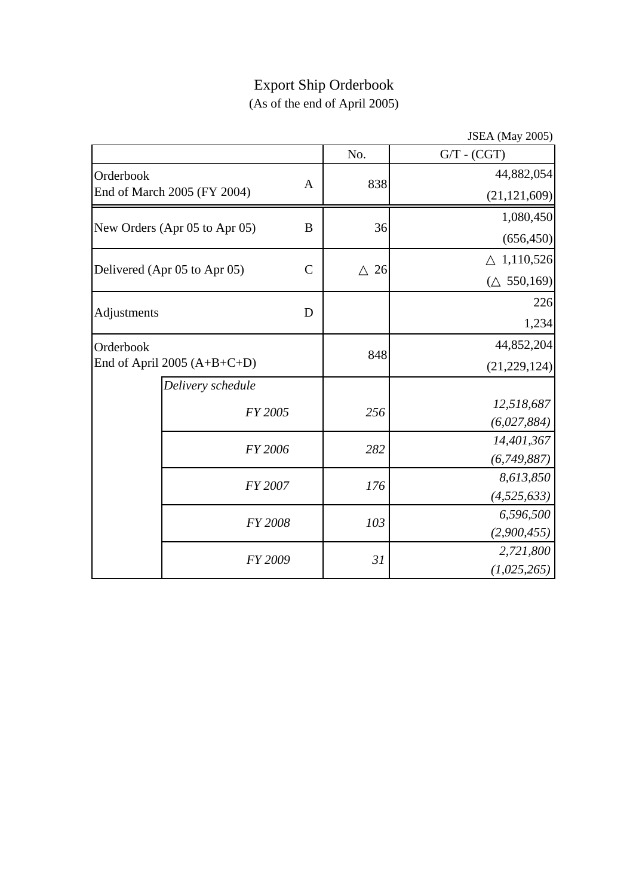# Export Ship Orderbook

(As of the end of April 2005)

JSEA (May 2005)

| | | | No. | G/T - (CGT) |
|---|---|---|---|---|
| Orderbook<br>End of March 2005 (FY 2004) | | A | 838 | 44,882,054<br>(21,121,609) |
| New Orders (Apr 05 to Apr 05) | | B | 36 | 1,080,450<br>(656,450) |
| Delivered (Apr 05 to Apr 05) | | C | △ 26 | △ 1,110,526<br>(△ 550,169) |
| Adjustments | | D | | 226<br>1,234 |
| Orderbook<br>End of April 2005 (A+B+C+D) | | | 848 | 44,852,204<br>(21,229,124) |
| | *Delivery schedule*<br>*FY 2005* | | *256* | *12,518,687*<br>*(6,027,884)* |
| | *FY 2006* | | *282* | *14,401,367*<br>*(6,749,887)* |
| | *FY 2007* | | *176* | *8,613,850*<br>*(4,525,633)* |
| | *FY 2008* | | *103* | *6,596,500*<br>*(2,900,455)* |
| | *FY 2009* | | *31* | *2,721,800*<br>*(1,025,265)* |